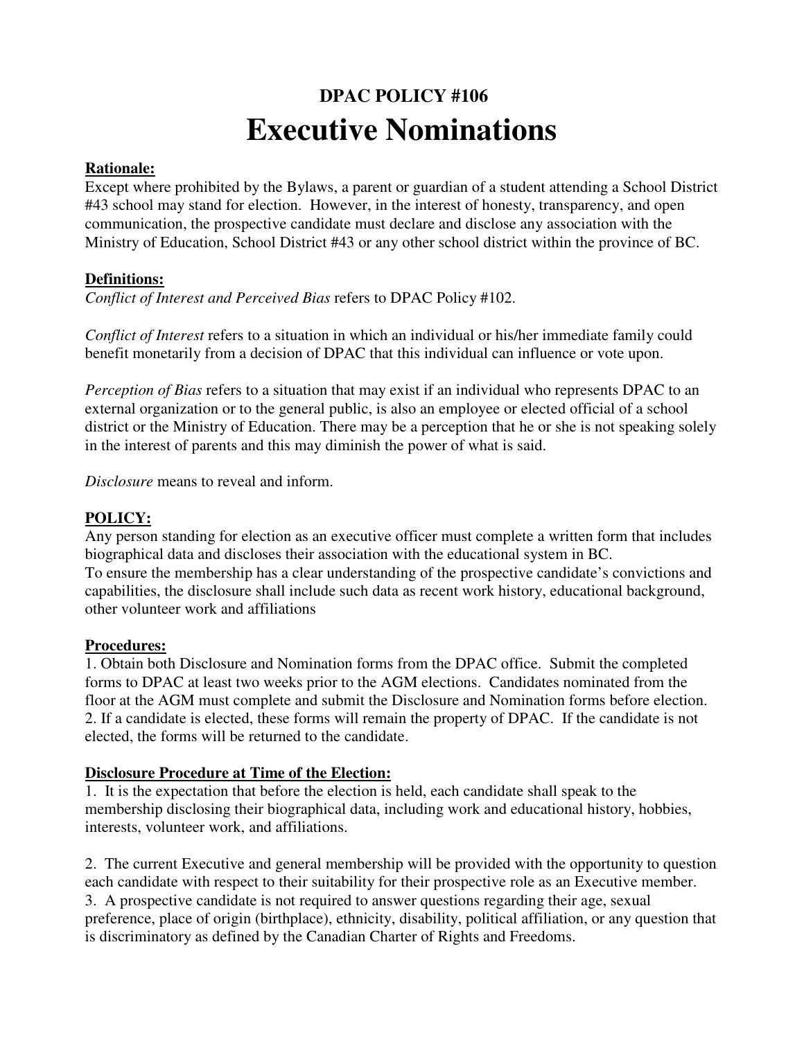# DPAC POLICY #106

# Executive Nominations

**Rationale:**

Except where prohibited by the Bylaws, a parent or guardian of a student attending a School District #43 school may stand for election. However, in the interest of honesty, transparency, and open communication, the prospective candidate must declare and disclose any association with the Ministry of Education, School District #43 or any other school district within the province of BC.

**Definitions:**

*Conflict of Interest and Perceived Bias* refers to DPAC Policy #102.

*Conflict of Interest* refers to a situation in which an individual or his/her immediate family could benefit monetarily from a decision of DPAC that this individual can influence or vote upon.

*Perception of Bias* refers to a situation that may exist if an individual who represents DPAC to an external organization or to the general public, is also an employee or elected official of a school district or the Ministry of Education. There may be a perception that he or she is not speaking solely in the interest of parents and this may diminish the power of what is said.

*Disclosure* means to reveal and inform.

**POLICY:**

Any person standing for election as an executive officer must complete a written form that includes biographical data and discloses their association with the educational system in BC.
To ensure the membership has a clear understanding of the prospective candidate's convictions and capabilities, the disclosure shall include such data as recent work history, educational background, other volunteer work and affiliations

**Procedures:**

1. Obtain both Disclosure and Nomination forms from the DPAC office. Submit the completed forms to DPAC at least two weeks prior to the AGM elections. Candidates nominated from the floor at the AGM must complete and submit the Disclosure and Nomination forms before election.
2. If a candidate is elected, these forms will remain the property of DPAC. If the candidate is not elected, the forms will be returned to the candidate.

**Disclosure Procedure at Time of the Election:**

1. It is the expectation that before the election is held, each candidate shall speak to the membership disclosing their biographical data, including work and educational history, hobbies, interests, volunteer work, and affiliations.

2. The current Executive and general membership will be provided with the opportunity to question each candidate with respect to their suitability for their prospective role as an Executive member.
3. A prospective candidate is not required to answer questions regarding their age, sexual preference, place of origin (birthplace), ethnicity, disability, political affiliation, or any question that is discriminatory as defined by the Canadian Charter of Rights and Freedoms.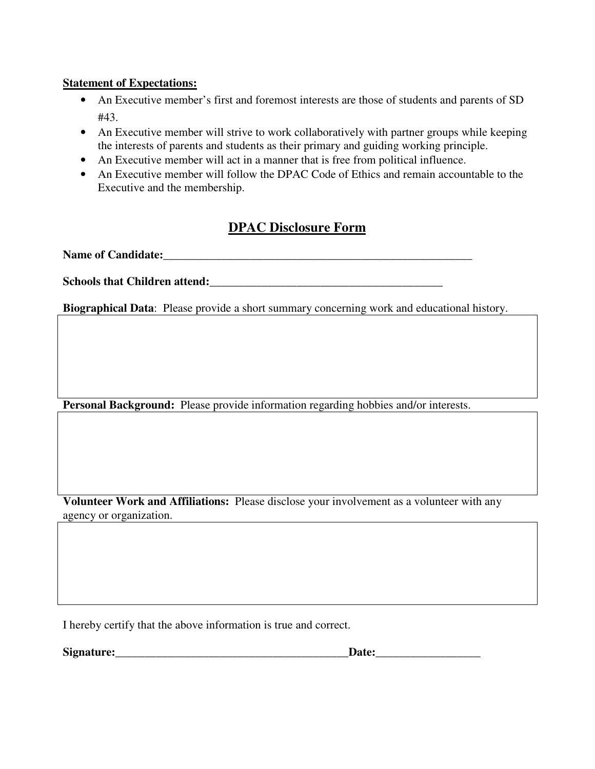**Statement of Expectations:**

- An Executive member's first and foremost interests are those of students and parents of SD #43.
- An Executive member will strive to work collaboratively with partner groups while keeping the interests of parents and students as their primary and guiding working principle.
- An Executive member will act in a manner that is free from political influence.
- An Executive member will follow the DPAC Code of Ethics and remain accountable to the Executive and the membership.

## DPAC Disclosure Form

**Name of Candidate:**_______________________________________________________

**Schools that Children attend:**_________________________________________

**Biographical Data**: Please provide a short summary concerning work and educational history.

|   |
|---|
|   |

**Personal Background:** Please provide information regarding hobbies and/or interests.

|   |
|---|
|   |

**Volunteer Work and Affiliations:** Please disclose your involvement as a volunteer with any agency or organization.

|   |
|---|
|   |

I hereby certify that the above information is true and correct.

**Signature:**_________________________________________**Date:**__________________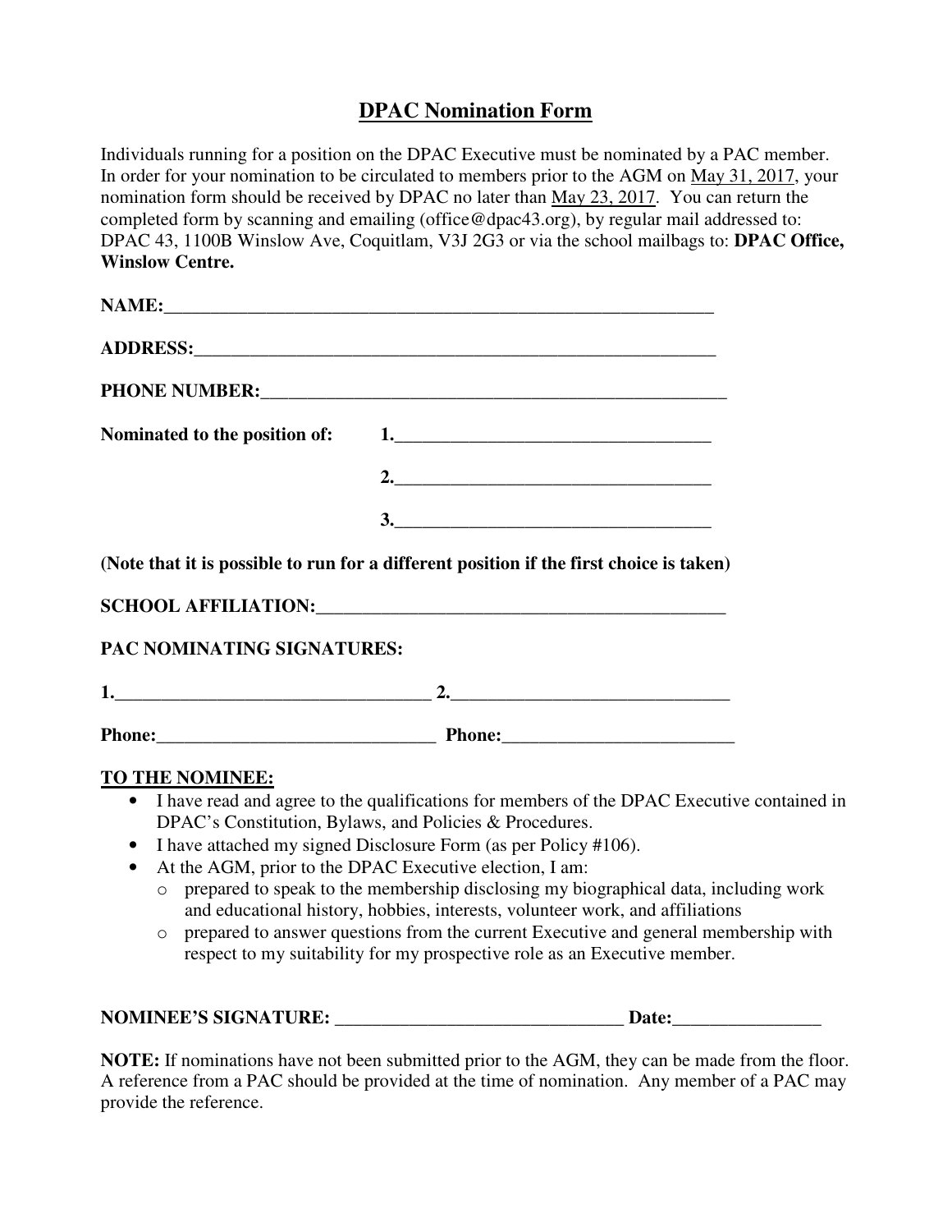# DPAC Nomination Form

Individuals running for a position on the DPAC Executive must be nominated by a PAC member. In order for your nomination to be circulated to members prior to the AGM on May 31, 2017, your nomination form should be received by DPAC no later than May 23, 2017. You can return the completed form by scanning and emailing (office@dpac43.org), by regular mail addressed to: DPAC 43, 1100B Winslow Ave, Coquitlam, V3J 2G3 or via the school mailbags to: **DPAC Office, Winslow Centre.**

**NAME:**___________________________________________________________

**ADDRESS:**________________________________________________________

**PHONE NUMBER:**___________________________________________________

**Nominated to the position of:** **1.**__________________________________

**2.**__________________________________

**3.**__________________________________

**(Note that it is possible to run for a different position if the first choice is taken)**

**SCHOOL AFFILIATION:**______________________________________________

**PAC NOMINATING SIGNATURES:**

**1.**__________________________________ **2.**______________________________

**Phone:**______________________________ **Phone:**_________________________

**TO THE NOMINEE:**

- I have read and agree to the qualifications for members of the DPAC Executive contained in DPAC's Constitution, Bylaws, and Policies & Procedures.
- I have attached my signed Disclosure Form (as per Policy #106).
- At the AGM, prior to the DPAC Executive election, I am:
  - prepared to speak to the membership disclosing my biographical data, including work and educational history, hobbies, interests, volunteer work, and affiliations
  - prepared to answer questions from the current Executive and general membership with respect to my suitability for my prospective role as an Executive member.

**NOMINEE'S SIGNATURE:** ________________________________ **Date:**________________

**NOTE:** If nominations have not been submitted prior to the AGM, they can be made from the floor. A reference from a PAC should be provided at the time of nomination. Any member of a PAC may provide the reference.